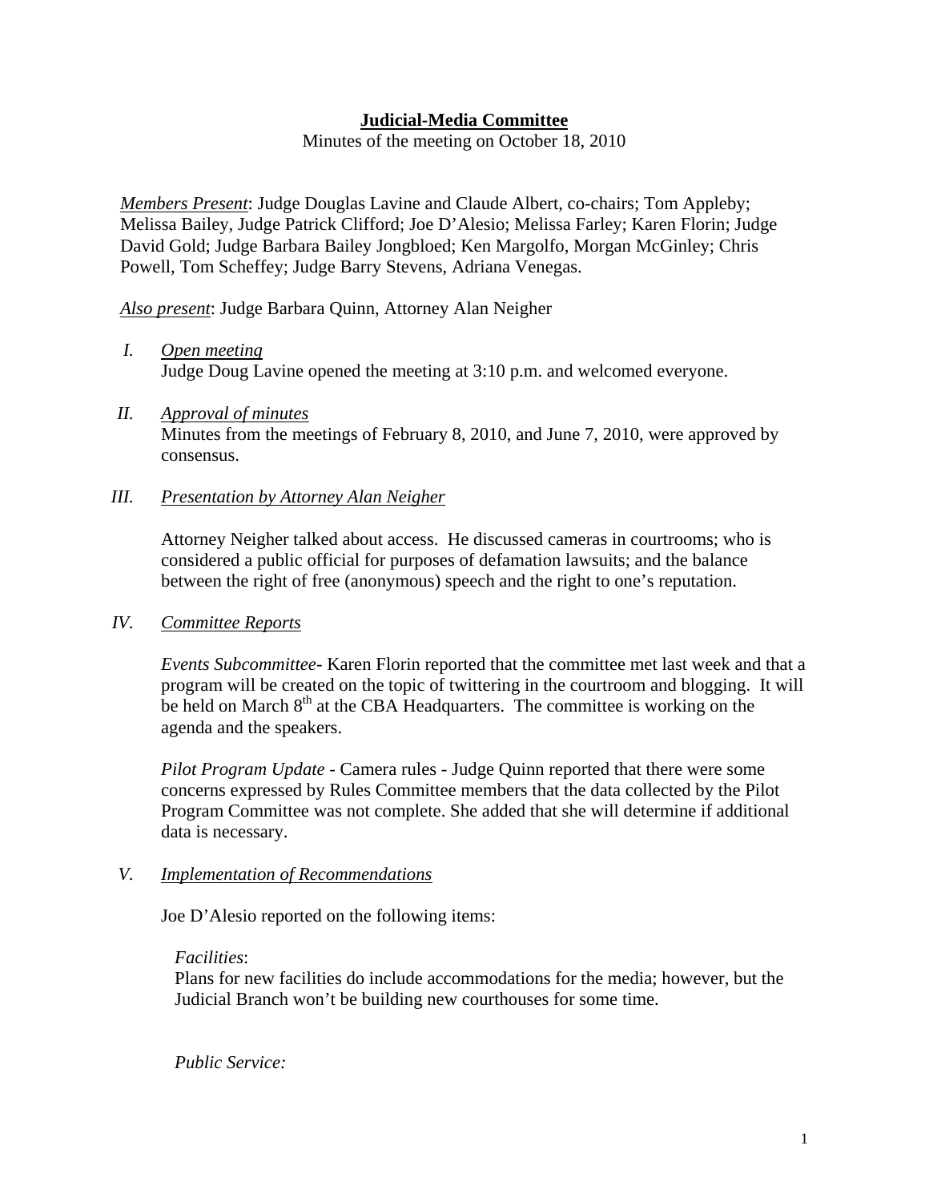# Judicial-Media Committee

Minutes of the meeting on October 18, 2010

*Members Present*: Judge Douglas Lavine and Claude Albert, co-chairs; Tom Appleby; Melissa Bailey, Judge Patrick Clifford; Joe D'Alesio; Melissa Farley; Karen Florin; Judge David Gold; Judge Barbara Bailey Jongbloed; Ken Margolfo, Morgan McGinley; Chris Powell, Tom Scheffey; Judge Barry Stevens, Adriana Venegas.

*Also present*: Judge Barbara Quinn, Attorney Alan Neigher

I. *Open meeting*

Judge Doug Lavine opened the meeting at 3:10 p.m. and welcomed everyone.

II. *Approval of minutes*

Minutes from the meetings of February 8, 2010, and June 7, 2010, were approved by consensus.

III. *Presentation by Attorney Alan Neigher*

Attorney Neigher talked about access. He discussed cameras in courtrooms; who is considered a public official for purposes of defamation lawsuits; and the balance between the right of free (anonymous) speech and the right to one's reputation.

IV. *Committee Reports*

*Events Subcommittee*- Karen Florin reported that the committee met last week and that a program will be created on the topic of twittering in the courtroom and blogging. It will be held on March 8th at the CBA Headquarters. The committee is working on the agenda and the speakers.

*Pilot Program Update* - Camera rules - Judge Quinn reported that there were some concerns expressed by Rules Committee members that the data collected by the Pilot Program Committee was not complete. She added that she will determine if additional data is necessary.

V. *Implementation of Recommendations*

Joe D'Alesio reported on the following items:

*Facilities*:

Plans for new facilities do include accommodations for the media; however, but the Judicial Branch won't be building new courthouses for some time.

*Public Service:*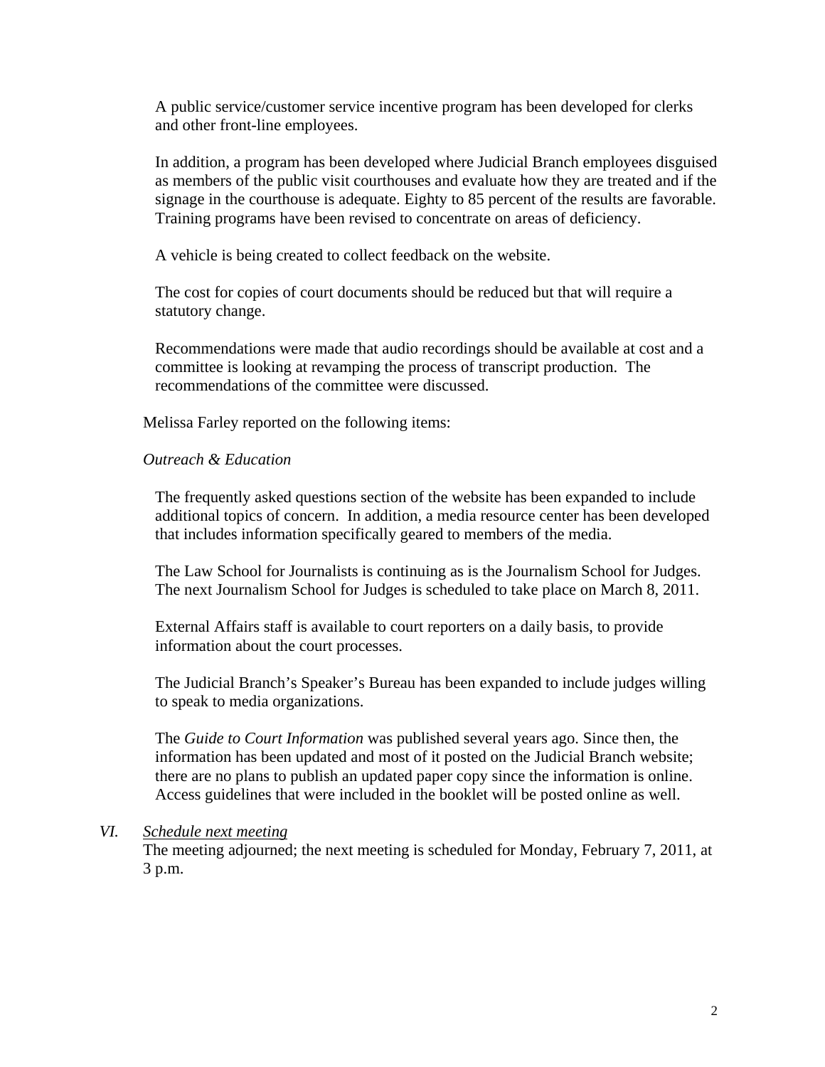A public service/customer service incentive program has been developed for clerks and other front-line employees.

In addition, a program has been developed where Judicial Branch employees disguised as members of the public visit courthouses and evaluate how they are treated and if the signage in the courthouse is adequate. Eighty to 85 percent of the results are favorable. Training programs have been revised to concentrate on areas of deficiency.

A vehicle is being created to collect feedback on the website.

The cost for copies of court documents should be reduced but that will require a statutory change.

Recommendations were made that audio recordings should be available at cost and a committee is looking at revamping the process of transcript production. The recommendations of the committee were discussed.

Melissa Farley reported on the following items:

*Outreach & Education*

The frequently asked questions section of the website has been expanded to include additional topics of concern. In addition, a media resource center has been developed that includes information specifically geared to members of the media.

The Law School for Journalists is continuing as is the Journalism School for Judges. The next Journalism School for Judges is scheduled to take place on March 8, 2011.

External Affairs staff is available to court reporters on a daily basis, to provide information about the court processes.

The Judicial Branch's Speaker's Bureau has been expanded to include judges willing to speak to media organizations.

The *Guide to Court Information* was published several years ago. Since then, the information has been updated and most of it posted on the Judicial Branch website; there are no plans to publish an updated paper copy since the information is online. Access guidelines that were included in the booklet will be posted online as well.

*VI.* *Schedule next meeting*

The meeting adjourned; the next meeting is scheduled for Monday, February 7, 2011, at 3 p.m.